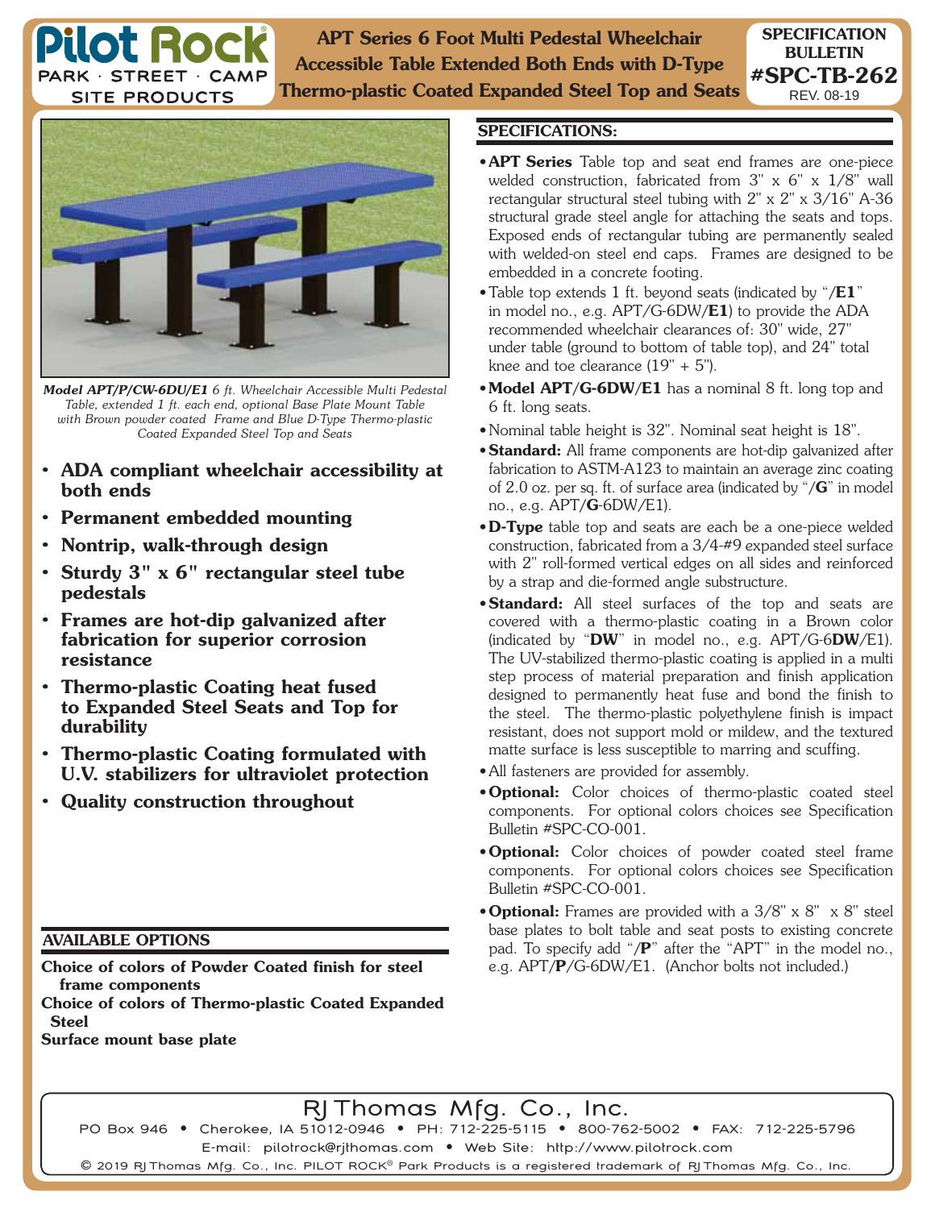# Pilot Rock

PARK · STREET · CAMP SITE PRODUCTS

## APT Series 6 Foot Multi Pedestal Wheelchair Accessible Table Extended Both Ends with D-Type Thermo-plastic Coated Expanded Steel Top and Seats

**SPECIFICATION BULLETIN #SPC-TB-262**
REV. 08-19

***Model APT/P/CW-6DU/E1*** *6 ft. Wheelchair Accessible Multi Pedestal Table, extended 1 ft. each end, optional Base Plate Mount Table with Brown powder coated Frame and Blue D-Type Thermo-plastic Coated Expanded Steel Top and Seats*

- **ADA compliant wheelchair accessibility at both ends**
- **Permanent embedded mounting**
- **Nontrip, walk-through design**
- **Sturdy 3" x 6" rectangular steel tube pedestals**
- **Frames are hot-dip galvanized after fabrication for superior corrosion resistance**
- **Thermo-plastic Coating heat fused to Expanded Steel Seats and Top for durability**
- **Thermo-plastic Coating formulated with U.V. stabilizers for ultraviolet protection**
- **Quality construction throughout**

### AVAILABLE OPTIONS

**Choice of colors of Powder Coated finish for steel frame components**
**Choice of colors of Thermo-plastic Coated Expanded Steel**
**Surface mount base plate**

### SPECIFICATIONS:

- **APT Series** Table top and seat end frames are one-piece welded construction, fabricated from 3" x 6" x 1/8" wall rectangular structural steel tubing with 2" x 2" x 3/16" A-36 structural grade steel angle for attaching the seats and tops. Exposed ends of rectangular tubing are permanently sealed with welded-on steel end caps. Frames are designed to be embedded in a concrete footing.
- Table top extends 1 ft. beyond seats (indicated by "/**E1**" in model no., e.g. APT/G-6DW/**E1**) to provide the ADA recommended wheelchair clearances of: 30" wide, 27" under table (ground to bottom of table top), and 24" total knee and toe clearance (19" + 5").
- **Model APT/G-6DW/E1** has a nominal 8 ft. long top and 6 ft. long seats.
- Nominal table height is 32". Nominal seat height is 18".
- **Standard:** All frame components are hot-dip galvanized after fabrication to ASTM-A123 to maintain an average zinc coating of 2.0 oz. per sq. ft. of surface area (indicated by "/**G**" in model no., e.g. APT/**G**-6DW/E1).
- **D-Type** table top and seats are each be a one-piece welded construction, fabricated from a 3/4-#9 expanded steel surface with 2" roll-formed vertical edges on all sides and reinforced by a strap and die-formed angle substructure.
- **Standard:** All steel surfaces of the top and seats are covered with a thermo-plastic coating in a Brown color (indicated by "**DW**" in model no., e.g. APT/G-6**DW**/E1). The UV-stabilized thermo-plastic coating is applied in a multi step process of material preparation and finish application designed to permanently heat fuse and bond the finish to the steel. The thermo-plastic polyethylene finish is impact resistant, does not support mold or mildew, and the textured matte surface is less susceptible to marring and scuffing.
- All fasteners are provided for assembly.
- **Optional:** Color choices of thermo-plastic coated steel components. For optional colors choices see Specification Bulletin #SPC-CO-001.
- **Optional:** Color choices of powder coated steel frame components. For optional colors choices see Specification Bulletin #SPC-CO-001.
- **Optional:** Frames are provided with a 3/8" x 8" x 8" steel base plates to bolt table and seat posts to existing concrete pad. To specify add "/**P**" after the "APT" in the model no., e.g. APT/**P**/G-6DW/E1. (Anchor bolts not included.)

RJ Thomas Mfg. Co., Inc.
PO Box 946 • Cherokee, IA 51012-0946 • PH: 712-225-5115 • 800-762-5002 • FAX: 712-225-5796
E-mail: pilotrock@rjthomas.com • Web Site: http://www.pilotrock.com
© 2019 RJ Thomas Mfg. Co., Inc. PILOT ROCK® Park Products is a registered trademark of RJ Thomas Mfg. Co., Inc.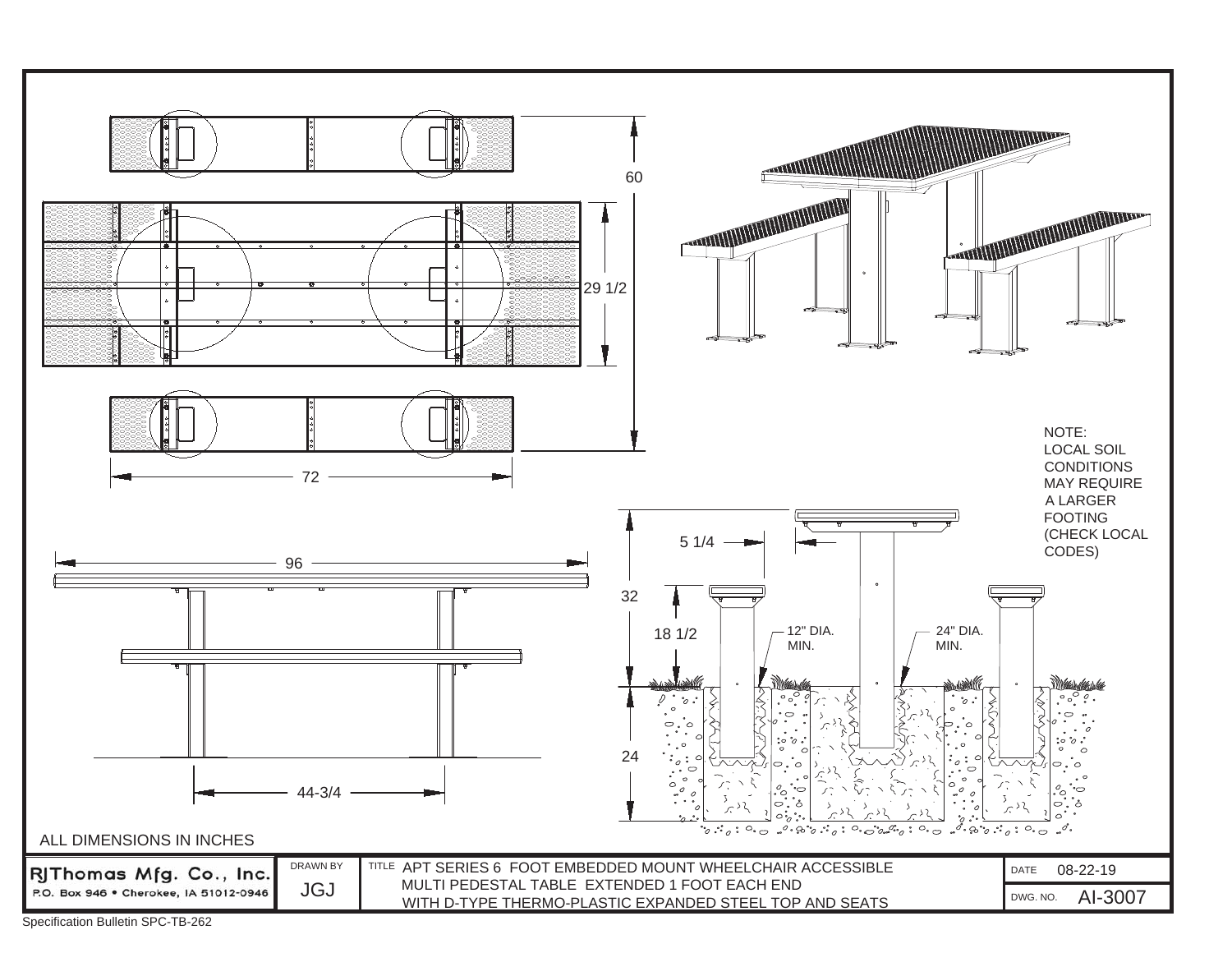60

29 1/2

72

96

44-3/4

32

5 1/4

18 1/2

12" DIA.
MIN.

24" DIA.
MIN.

24

NOTE:
LOCAL SOIL
CONDITIONS
MAY REQUIRE
A LARGER
FOOTING
(CHECK LOCAL
CODES)

ALL DIMENSIONS IN INCHES

| | | | |
|---|---|---|---|
| **RJThomas Mfg. Co., Inc.**<br>P.O. Box 946 • Cherokee, IA 51012-0946 | DRAWN BY<br>JGJ | TITLE APT SERIES 6 FOOT EMBEDDED MOUNT WHEELCHAIR ACCESSIBLE MULTI PEDESTAL TABLE EXTENDED 1 FOOT EACH END WITH D-TYPE THERMO-PLASTIC EXPANDED STEEL TOP AND SEATS | DATE 08-22-19<br>DWG. NO. AI-3007 |

Specification Bulletin SPC-TB-262